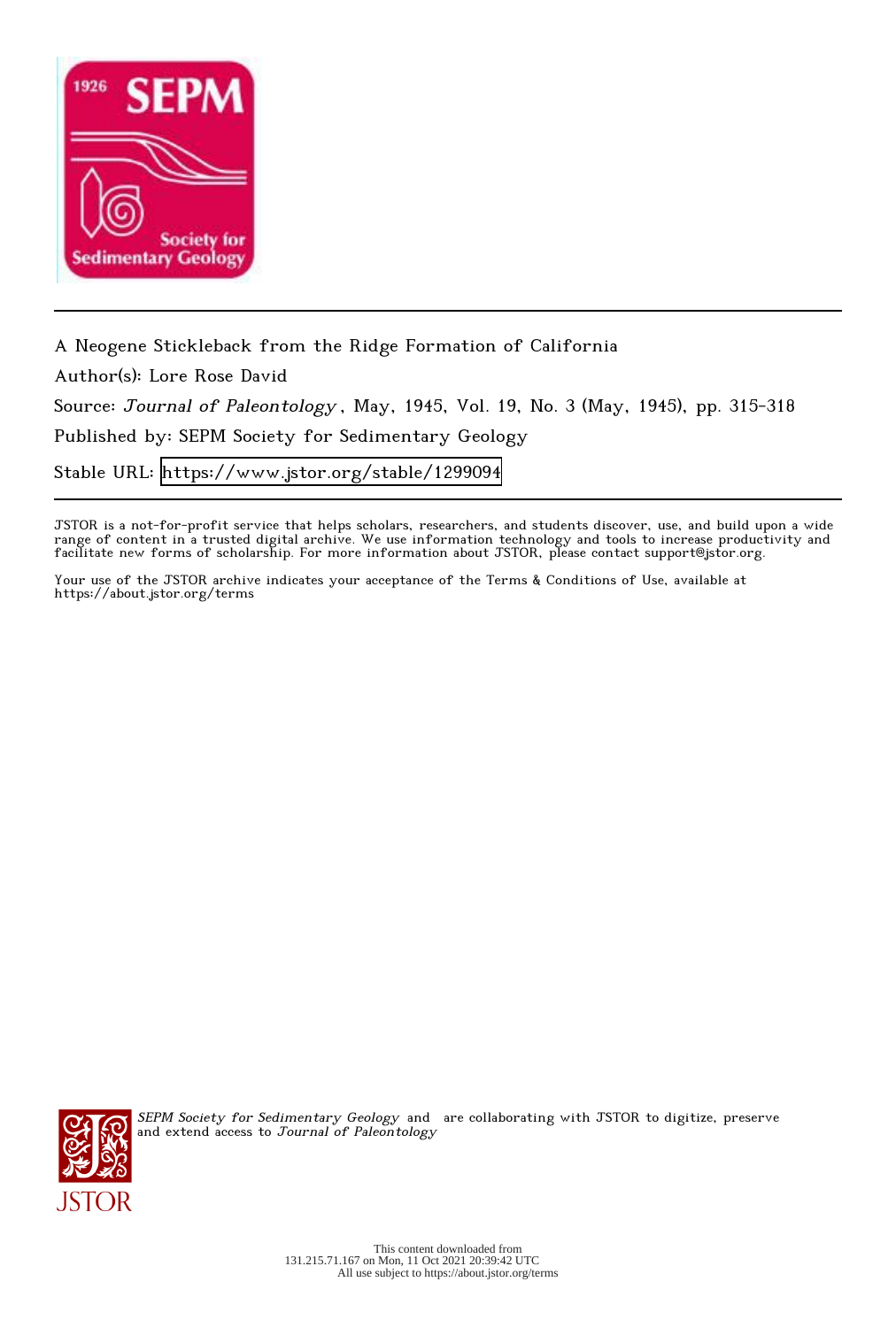A Neogene Stickleback from the Ridge Formation of California

Author(s): Lore Rose David

Source: *Journal of Paleontology*, May, 1945, Vol. 19, No. 3 (May, 1945), pp. 315-318

Published by: SEPM Society for Sedimentary Geology

Stable URL: https://www.jstor.org/stable/1299094

JSTOR is a not-for-profit service that helps scholars, researchers, and students discover, use, and build upon a wide range of content in a trusted digital archive. We use information technology and tools to increase productivity and facilitate new forms of scholarship. For more information about JSTOR, please contact support@jstor.org.

Your use of the JSTOR archive indicates your acceptance of the Terms & Conditions of Use, available at https://about.jstor.org/terms

*SEPM Society for Sedimentary Geology* and are collaborating with JSTOR to digitize, preserve and extend access to *Journal of Paleontology*

This content downloaded from 131.215.71.167 on Mon, 11 Oct 2021 20:39:42 UTC
All use subject to https://about.jstor.org/terms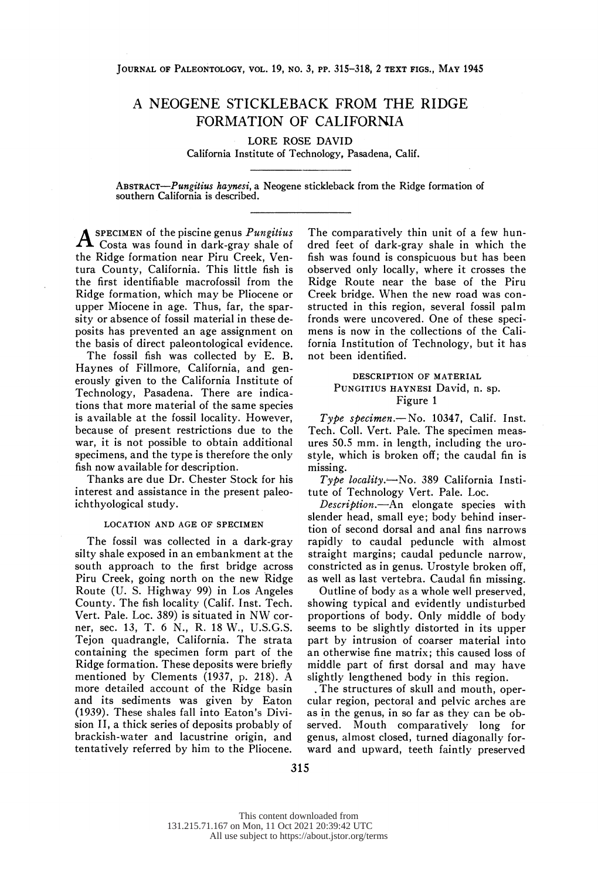# A NEOGENE STICKLEBACK FROM THE RIDGE FORMATION OF CALIFORNIA

LORE ROSE DAVID
California Institute of Technology, Pasadena, Calif.

ABSTRACT—*Pungitius haynesi*, a Neogene stickleback from the Ridge formation of southern California is described.

A SPECIMEN of the piscine genus *Pungitius* Costa was found in dark-gray shale of the Ridge formation near Piru Creek, Ventura County, California. This little fish is the first identifiable macrofossil from the Ridge formation, which may be Pliocene or upper Miocene in age. Thus, far, the sparsity or absence of fossil material in these deposits has prevented an age assignment on the basis of direct paleontological evidence.

The fossil fish was collected by E. B. Haynes of Fillmore, California, and generously given to the California Institute of Technology, Pasadena. There are indications that more material of the same species is available at the fossil locality. However, because of present restrictions due to the war, it is not possible to obtain additional specimens, and the type is therefore the only fish now available for description.

Thanks are due Dr. Chester Stock for his interest and assistance in the present paleoichthyological study.

## LOCATION AND AGE OF SPECIMEN

The fossil was collected in a dark-gray silty shale exposed in an embankment at the south approach to the first bridge across Piru Creek, going north on the new Ridge Route (U. S. Highway 99) in Los Angeles County. The fish locality (Calif. Inst. Tech. Vert. Pale. Loc. 389) is situated in NW corner, sec. 13, T. 6 N., R. 18 W., U.S.G.S. Tejon quadrangle, California. The strata containing the specimen form part of the Ridge formation. These deposits were briefly mentioned by Clements (1937, p. 218). A more detailed account of the Ridge basin and its sediments was given by Eaton (1939). These shales fall into Eaton's Division II, a thick series of deposits probably of brackish-water and lacustrine origin, and tentatively referred by him to the Pliocene. The comparatively thin unit of a few hundred feet of dark-gray shale in which the fish was found is conspicuous but has been observed only locally, where it crosses the Ridge Route near the base of the Piru Creek bridge. When the new road was constructed in this region, several fossil palm fronds were uncovered. One of these specimens is now in the collections of the California Institution of Technology, but it has not been identified.

## DESCRIPTION OF MATERIAL

### PUNGITIUS HAYNESI David, n. sp.

Figure 1

*Type specimen.*—No. 10347, Calif. Inst. Tech. Coll. Vert. Pale. The specimen measures 50.5 mm. in length, including the urostyle, which is broken off; the caudal fin is missing.

*Type locality.*—No. 389 California Institute of Technology Vert. Pale. Loc.

*Description.*—An elongate species with slender head, small eye; body behind insertion of second dorsal and anal fins narrows rapidly to caudal peduncle with almost straight margins; caudal peduncle narrow, constricted as in genus. Urostyle broken off, as well as last vertebra. Caudal fin missing.

Outline of body as a whole well preserved, showing typical and evidently undisturbed proportions of body. Only middle of body seems to be slightly distorted in its upper part by intrusion of coarser material into an otherwise fine matrix; this caused loss of middle part of first dorsal and may have slightly lengthened body in this region.

The structures of skull and mouth, opercular region, pectoral and pelvic arches are as in the genus, in so far as they can be observed. Mouth comparatively long for genus, almost closed, turned diagonally forward and upward, teeth faintly preserved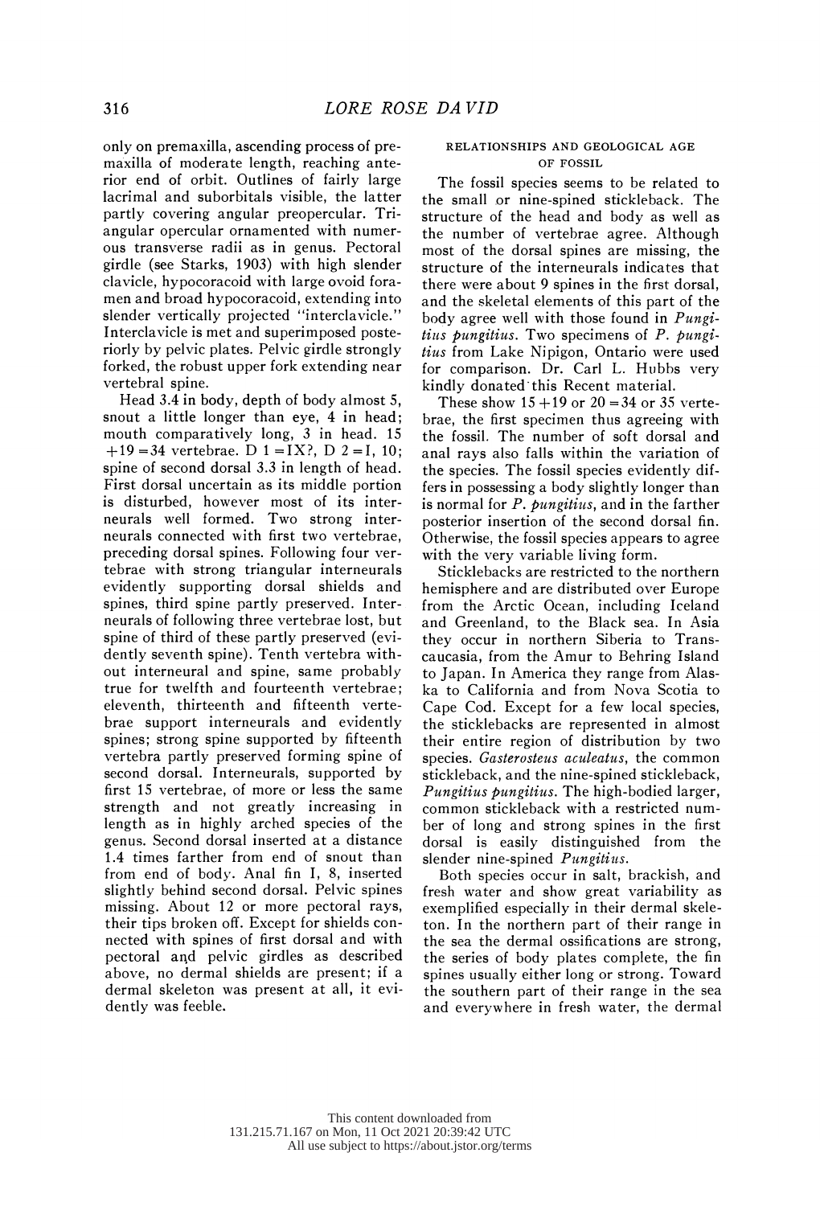only on premaxilla, ascending process of premaxilla of moderate length, reaching anterior end of orbit. Outlines of fairly large lacrimal and suborbitals visible, the latter partly covering angular preopercular. Triangular opercular ornamented with numerous transverse radii as in genus. Pectoral girdle (see Starks, 1903) with high slender clavicle, hypocoracoid with large ovoid foramen and broad hypocoracoid, extending into slender vertically projected "interclavicle." Interclavicle is met and superimposed posteriorly by pelvic plates. Pelvic girdle strongly forked, the robust upper fork extending near vertebral spine.

Head 3.4 in body, depth of body almost 5, snout a little longer than eye, 4 in head; mouth comparatively long, 3 in head. 15 +19 =34 vertebrae. D 1 =IX?, D 2 =I, 10; spine of second dorsal 3.3 in length of head. First dorsal uncertain as its middle portion is disturbed, however most of its interneurals well formed. Two strong interneurals connected with first two vertebrae, preceding dorsal spines. Following four vertebrae with strong triangular interneurals evidently supporting dorsal shields and spines, third spine partly preserved. Interneurals of following three vertebrae lost, but spine of third of these partly preserved (evidently seventh spine). Tenth vertebra without interneural and spine, same probably true for twelfth and fourteenth vertebrae; eleventh, thirteenth and fifteenth vertebrae support interneurals and evidently spines; strong spine supported by fifteenth vertebra partly preserved forming spine of second dorsal. Interneurals, supported by first 15 vertebrae, of more or less the same strength and not greatly increasing in length as in highly arched species of the genus. Second dorsal inserted at a distance 1.4 times farther from end of snout than from end of body. Anal fin I, 8, inserted slightly behind second dorsal. Pelvic spines missing. About 12 or more pectoral rays, their tips broken off. Except for shields connected with spines of first dorsal and with pectoral and pelvic girdles as described above, no dermal shields are present; if a dermal skeleton was present at all, it evidently was feeble.

## RELATIONSHIPS AND GEOLOGICAL AGE OF FOSSIL

The fossil species seems to be related to the small or nine-spined stickleback. The structure of the head and body as well as the number of vertebrae agree. Although most of the dorsal spines are missing, the structure of the interneurals indicates that there were about 9 spines in the first dorsal, and the skeletal elements of this part of the body agree well with those found in *Pungitius pungitius*. Two specimens of *P. pungitius* from Lake Nipigon, Ontario were used for comparison. Dr. Carl L. Hubbs very kindly donated this Recent material.

These show 15 +19 or 20 =34 or 35 vertebrae, the first specimen thus agreeing with the fossil. The number of soft dorsal and anal rays also falls within the variation of the species. The fossil species evidently differs in possessing a body slightly longer than is normal for *P. pungitius*, and in the farther posterior insertion of the second dorsal fin. Otherwise, the fossil species appears to agree with the very variable living form.

Sticklebacks are restricted to the northern hemisphere and are distributed over Europe from the Arctic Ocean, including Iceland and Greenland, to the Black sea. In Asia they occur in northern Siberia to Transcaucasia, from the Amur to Behring Island to Japan. In America they range from Alaska to California and from Nova Scotia to Cape Cod. Except for a few local species, the sticklebacks are represented in almost their entire region of distribution by two species. *Gasterosteus aculeatus*, the common stickleback, and the nine-spined stickleback, *Pungitius pungitius*. The high-bodied larger, common stickleback with a restricted number of long and strong spines in the first dorsal is easily distinguished from the slender nine-spined *Pungitius*.

Both species occur in salt, brackish, and fresh water and show great variability as exemplified especially in their dermal skeleton. In the northern part of their range in the sea the dermal ossifications are strong, the series of body plates complete, the fin spines usually either long or strong. Toward the southern part of their range in the sea and everywhere in fresh water, the dermal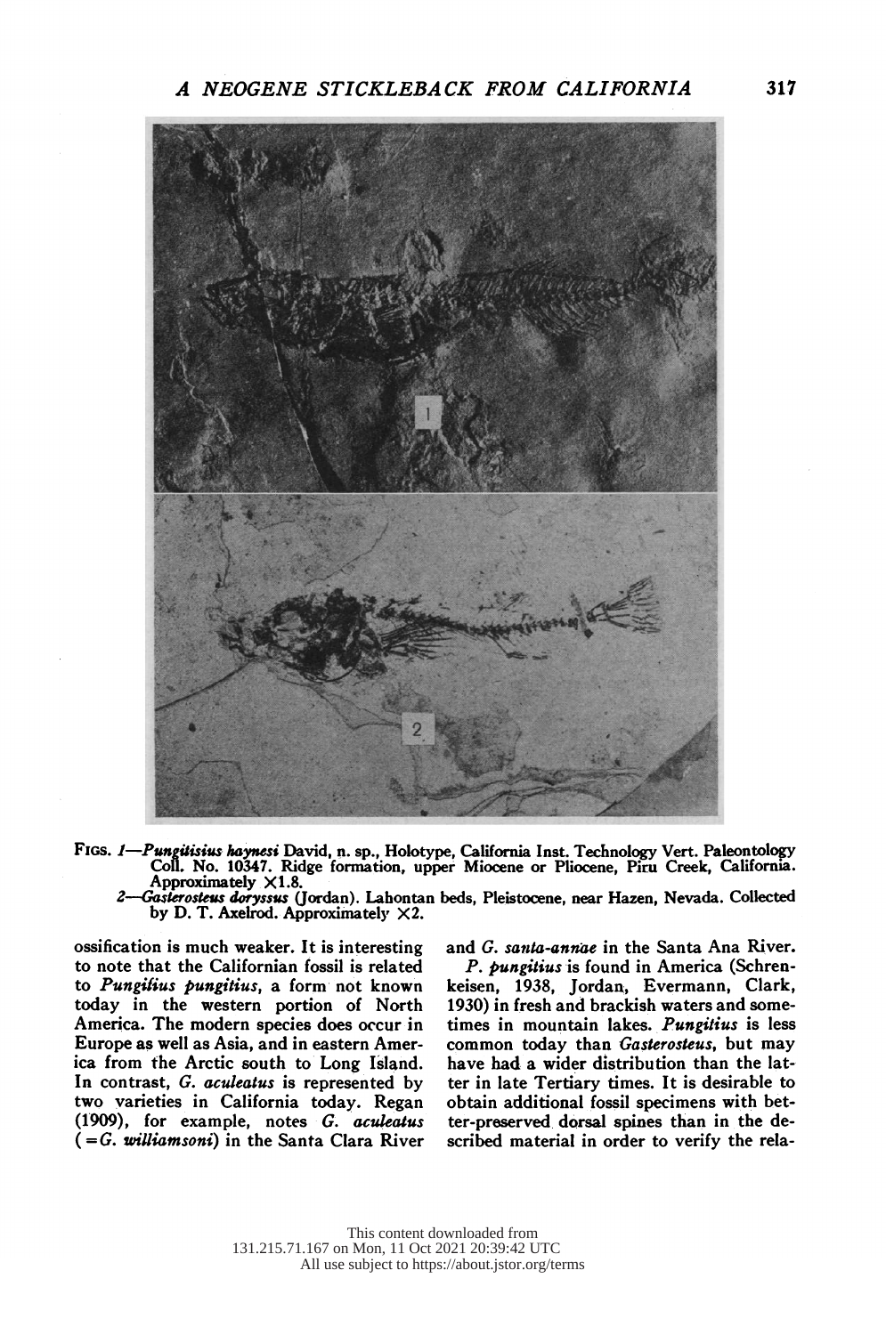FIGS. *1*—*Pungitisius haynesi* David, n. sp., Holotype, California Inst. Technology Vert. Paleontology Coll. No. 10347. Ridge formation, upper Miocene or Pliocene, Piru Creek, California. Approximately ×1.8.
*2*—*Gasterosteus doryssus* (Jordan). Lahontan beds, Pleistocene, near Hazen, Nevada. Collected by D. T. Axelrod. Approximately ×2.

ossification is much weaker. It is interesting to note that the Californian fossil is related to *Pungitius pungitius*, a form not known today in the western portion of North America. The modern species does occur in Europe as well as Asia, and in eastern America from the Arctic south to Long Island. In contrast, *G. aculeatus* is represented by two varieties in California today. Regan (1909), for example, notes *G. aculeatus* (=*G. williamsoni*) in the Santa Clara River and *G. santa-annae* in the Santa Ana River.

*P. pungitius* is found in America (Schrenkeisen, 1938, Jordan, Evermann, Clark, 1930) in fresh and brackish waters and sometimes in mountain lakes. *Pungitius* is less common today than *Gasterosteus*, but may have had a wider distribution than the latter in late Tertiary times. It is desirable to obtain additional fossil specimens with better-preserved dorsal spines than in the described material in order to verify the rela-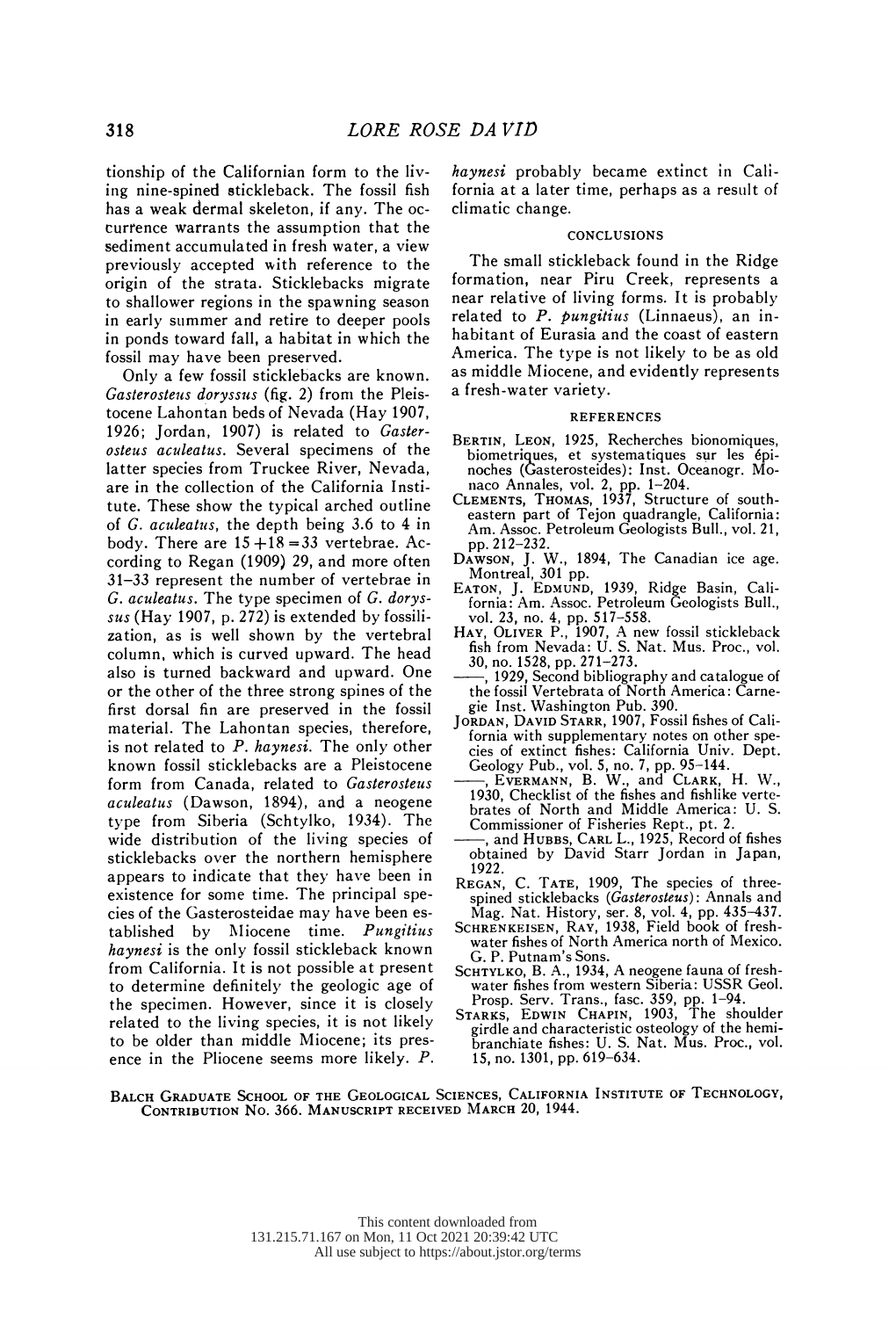tionship of the Californian form to the living nine-spined stickleback. The fossil fish has a weak dermal skeleton, if any. The occurrence warrants the assumption that the sediment accumulated in fresh water, a view previously accepted with reference to the origin of the strata. Sticklebacks migrate to shallower regions in the spawning season in early summer and retire to deeper pools in ponds toward fall, a habitat in which the fossil may have been preserved.

Only a few fossil sticklebacks are known. *Gasterosteus doryssus* (fig. 2) from the Pleistocene Lahontan beds of Nevada (Hay 1907, 1926; Jordan, 1907) is related to *Gasterosteus aculeatus*. Several specimens of the latter species from Truckee River, Nevada, are in the collection of the California Institute. These show the typical arched outline of *G. aculeatus*, the depth being 3.6 to 4 in body. There are $15+18=33$ vertebrae. According to Regan (1909) 29, and more often 31–33 represent the number of vertebrae in *G. aculeatus*. The type specimen of *G. doryssus* (Hay 1907, p. 272) is extended by fossilization, as is well shown by the vertebral column, which is curved upward. The head also is turned backward and upward. One or the other of the three strong spines of the first dorsal fin are preserved in the fossil material. The Lahontan species, therefore, is not related to *P. haynesi*. The only other known fossil sticklebacks are a Pleistocene form from Canada, related to *Gasterosteus aculeatus* (Dawson, 1894), and a neogene type from Siberia (Schtylko, 1934). The wide distribution of the living species of sticklebacks over the northern hemisphere appears to indicate that they have been in existence for some time. The principal species of the Gasterosteidae may have been established by Miocene time. *Pungitius haynesi* is the only fossil stickleback known from California. It is not possible at present to determine definitely the geologic age of the specimen. However, since it is closely related to the living species, it is not likely to be older than middle Miocene; its presence in the Pliocene seems more likely. *P. haynesi* probably became extinct in California at a later time, perhaps as a result of climatic change.

## CONCLUSIONS

The small stickleback found in the Ridge formation, near Piru Creek, represents a near relative of living forms. It is probably related to *P. pungitius* (Linnaeus), an inhabitant of Eurasia and the coast of eastern America. The type is not likely to be as old as middle Miocene, and evidently represents a fresh-water variety.

## REFERENCES

BERTIN, LEON, 1925, Recherches bionomiques, biometriques, et systematiques sur les épinoches (Gasterosteides): Inst. Oceanogr. Monaco Annales, vol. 2, pp. 1–204.

CLEMENTS, THOMAS, 1937, Structure of southeastern part of Tejon quadrangle, California: Am. Assoc. Petroleum Geologists Bull., vol. 21, pp. 212–232.

DAWSON, J. W., 1894, The Canadian ice age. Montreal, 301 pp.

EATON, J. EDMUND, 1939, Ridge Basin, California: Am. Assoc. Petroleum Geologists Bull., vol. 23, no. 4, pp. 517–558.

HAY, OLIVER P., 1907, A new fossil stickleback fish from Nevada: U. S. Nat. Mus. Proc., vol. 30, no. 1528, pp. 271–273.

——, 1929, Second bibliography and catalogue of the fossil Vertebrata of North America: Carnegie Inst. Washington Pub. 390.

JORDAN, DAVID STARR, 1907, Fossil fishes of California with supplementary notes on other species of extinct fishes: California Univ. Dept. Geology Pub., vol. 5, no. 7, pp. 95–144.

——, EVERMANN, B. W., and CLARK, H. W., 1930, Checklist of the fishes and fishlike vertebrates of North and Middle America: U. S. Commissioner of Fisheries Rept., pt. 2.

——, and HUBBS, CARL L., 1925, Record of fishes obtained by David Starr Jordan in Japan, 1922.

REGAN, C. TATE, 1909, The species of three-spined sticklebacks (*Gasterosteus*): Annals and Mag. Nat. History, ser. 8, vol. 4, pp. 435–437.

SCHRENKEISEN, RAY, 1938, Field book of freshwater fishes of North America north of Mexico. G. P. Putnam's Sons.

SCHTYLKO, B. A., 1934, A neogene fauna of freshwater fishes from western Siberia: USSR Geol. Prosp. Serv. Trans., fasc. 359, pp. 1–94.

STARKS, EDWIN CHAPIN, 1903, The shoulder girdle and characteristic osteology of the hemibranchiate fishes: U. S. Nat. Mus. Proc., vol. 15, no. 1301, pp. 619–634.

BALCH GRADUATE SCHOOL OF THE GEOLOGICAL SCIENCES, CALIFORNIA INSTITUTE OF TECHNOLOGY, CONTRIBUTION NO. 366. MANUSCRIPT RECEIVED MARCH 20, 1944.